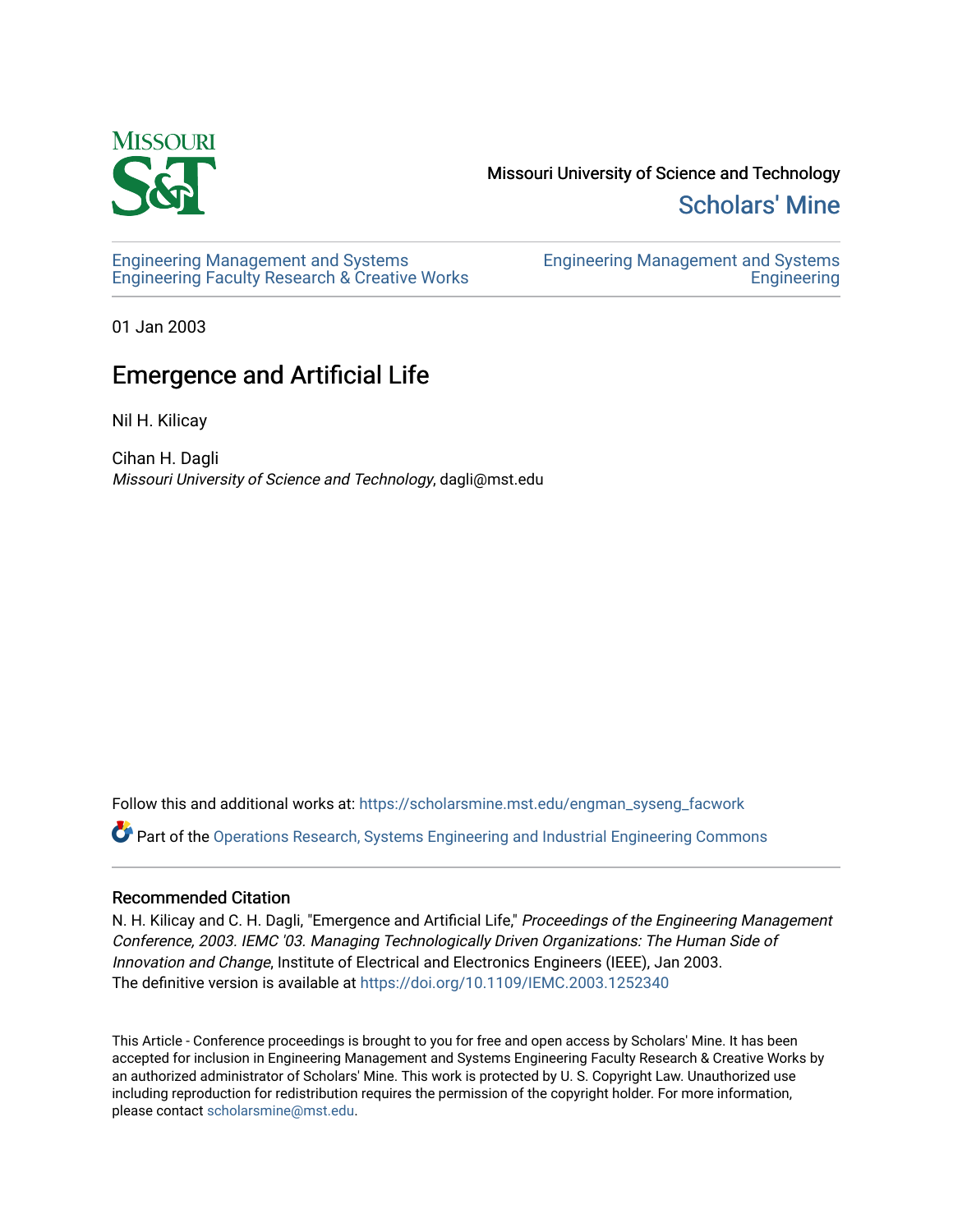Missouri University of Science and Technology

Scholars' Mine

Engineering Management and Systems Engineering Faculty Research & Creative Works

Engineering Management and Systems Engineering

01 Jan 2003

# Emergence and Artificial Life

Nil H. Kilicay

Cihan H. Dagli

*Missouri University of Science and Technology*, dagli@mst.edu

Follow this and additional works at: https://scholarsmine.mst.edu/engman_syseng_facwork

Part of the Operations Research, Systems Engineering and Industrial Engineering Commons

## Recommended Citation

N. H. Kilicay and C. H. Dagli, "Emergence and Artificial Life," *Proceedings of the Engineering Management Conference, 2003. IEMC '03. Managing Technologically Driven Organizations: The Human Side of Innovation and Change*, Institute of Electrical and Electronics Engineers (IEEE), Jan 2003.

The definitive version is available at https://doi.org/10.1109/IEMC.2003.1252340

This Article - Conference proceedings is brought to you for free and open access by Scholars' Mine. It has been accepted for inclusion in Engineering Management and Systems Engineering Faculty Research & Creative Works by an authorized administrator of Scholars' Mine. This work is protected by U. S. Copyright Law. Unauthorized use including reproduction for redistribution requires the permission of the copyright holder. For more information, please contact scholarsmine@mst.edu.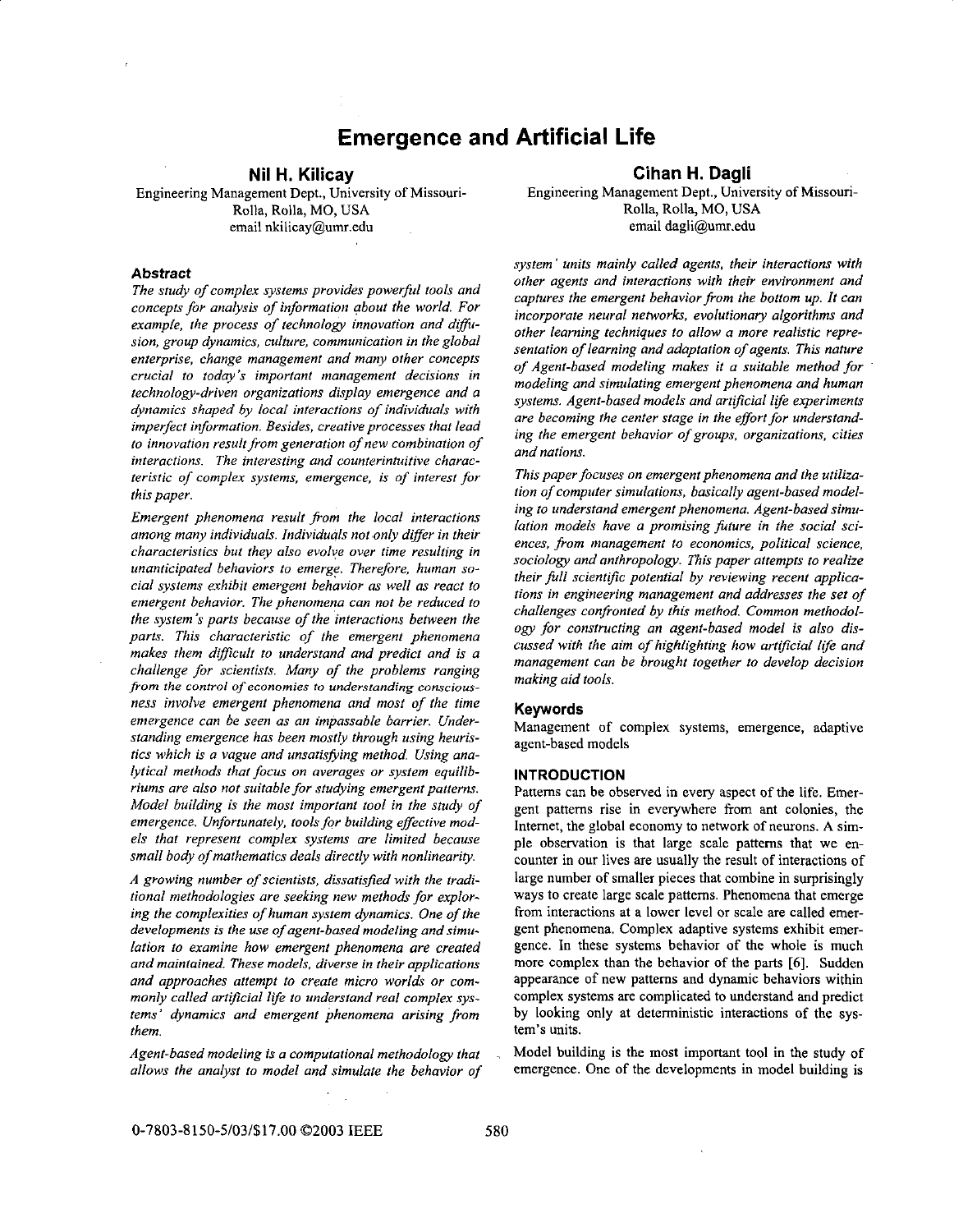# Emergence and Artificial Life

**Nil H. Kilicay**
Engineering Management Dept., University of Missouri-Rolla, Rolla, MO, USA
email nkilicay@umr.edu

**Cihan H. Dagli**
Engineering Management Dept., University of Missouri-Rolla, Rolla, MO, USA
email dagli@umr.edu

### Abstract

*The study of complex systems provides powerful tools and concepts for analysis of information about the world. For example, the process of technology innovation and diffusion, group dynamics, culture, communication in the global enterprise, change management and many other concepts crucial to today's important management decisions in technology-driven organizations display emergence and a dynamics shaped by local interactions of individuals with imperfect information. Besides, creative processes that lead to innovation result from generation of new combination of interactions. The interesting and counterintuitive characteristic of complex systems, emergence, is of interest for this paper.*

*Emergent phenomena result from the local interactions among many individuals. Individuals not only differ in their characteristics but they also evolve over time resulting in unanticipated behaviors to emerge. Therefore, human social systems exhibit emergent behavior as well as react to emergent behavior. The phenomena can not be reduced to the system's parts because of the interactions between the parts. This characteristic of the emergent phenomena makes them difficult to understand and predict and is a challenge for scientists. Many of the problems ranging from the control of economies to understanding consciousness involve emergent phenomena and most of the time emergence can be seen as an impassable barrier. Understanding emergence has been mostly through using heuristics which is a vague and unsatisfying method. Using analytical methods that focus on averages or system equilibriums are also not suitable for studying emergent patterns. Model building is the most important tool in the study of emergence. Unfortunately, tools for building effective models that represent complex systems are limited because small body of mathematics deals directly with nonlinearity.*

*A growing number of scientists, dissatisfied with the traditional methodologies are seeking new methods for exploring the complexities of human system dynamics. One of the developments is the use of agent-based modeling and simulation to examine how emergent phenomena are created and maintained. These models, diverse in their applications and approaches attempt to create micro worlds or commonly called artificial life to understand real complex systems' dynamics and emergent phenomena arising from them.*

*Agent-based modeling is a computational methodology that allows the analyst to model and simulate the behavior of system' units mainly called agents, their interactions with other agents and interactions with their environment and captures the emergent behavior from the bottom up. It can incorporate neural networks, evolutionary algorithms and other learning techniques to allow a more realistic representation of learning and adaptation of agents. This nature of Agent-based modeling makes it a suitable method for modeling and simulating emergent phenomena and human systems. Agent-based models and artificial life experiments are becoming the center stage in the effort for understanding the emergent behavior of groups, organizations, cities and nations.*

*This paper focuses on emergent phenomena and the utilization of computer simulations, basically agent-based modeling to understand emergent phenomena. Agent-based simulation models have a promising future in the social sciences, from management to economics, political science, sociology and anthropology. This paper attempts to realize their full scientific potential by reviewing recent applications in engineering management and addresses the set of challenges confronted by this method. Common methodology for constructing an agent-based model is also discussed with the aim of highlighting how artificial life and management can be brought together to develop decision making aid tools.*

### Keywords

Management of complex systems, emergence, adaptive agent-based models

### INTRODUCTION

Patterns can be observed in every aspect of the life. Emergent patterns rise in everywhere from ant colonies, the Internet, the global economy to network of neurons. A simple observation is that large scale patterns that we encounter in our lives are usually the result of interactions of large number of smaller pieces that combine in surprisingly ways to create large scale patterns. Phenomena that emerge from interactions at a lower level or scale are called emergent phenomena. Complex adaptive systems exhibit emergence. In these systems behavior of the whole is much more complex than the behavior of the parts [6]. Sudden appearance of new patterns and dynamic behaviors within complex systems are complicated to understand and predict by looking only at deterministic interactions of the system's units.

Model building is the most important tool in the study of emergence. One of the developments in model building is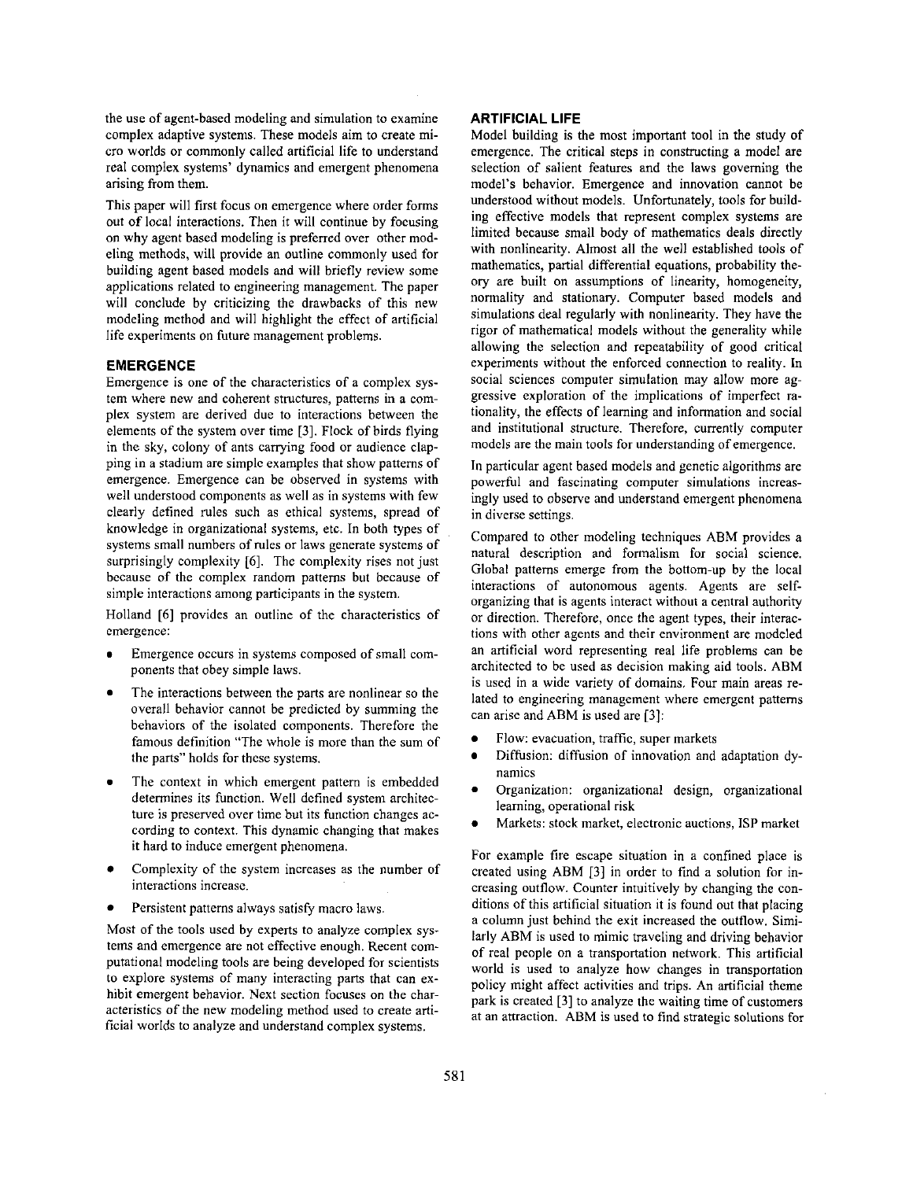the use of agent-based modeling and simulation to examine complex adaptive systems. These models aim to create micro worlds or commonly called artificial life to understand real complex systems' dynamics and emergent phenomena arising from them.

This paper will first focus on emergence where order forms out of local interactions. Then it will continue by focusing on why agent based modeling is preferred over other modeling methods, will provide an outline commonly used for building agent based models and will briefly review some applications related to engineering management. The paper will conclude by criticizing the drawbacks of this new modeling method and will highlight the effect of artificial life experiments on future management problems.

## EMERGENCE

Emergence is one of the characteristics of a complex system where new and coherent structures, patterns in a complex system are derived due to interactions between the elements of the system over time [3]. Flock of birds flying in the sky, colony of ants carrying food or audience clapping in a stadium are simple examples that show patterns of emergence. Emergence can be observed in systems with well understood components as well as in systems with few clearly defined rules such as ethical systems, spread of knowledge in organizational systems, etc. In both types of systems small numbers of rules or laws generate systems of surprisingly complexity [6]. The complexity rises not just because of the complex random patterns but because of simple interactions among participants in the system.

Holland [6] provides an outline of the characteristics of emergence:

- Emergence occurs in systems composed of small components that obey simple laws.
- The interactions between the parts are nonlinear so the overall behavior cannot be predicted by summing the behaviors of the isolated components. Therefore the famous definition "The whole is more than the sum of the parts" holds for these systems.
- The context in which emergent pattern is embedded determines its function. Well defined system architecture is preserved over time but its function changes according to context. This dynamic changing that makes it hard to induce emergent phenomena.
- Complexity of the system increases as the number of interactions increase.
- Persistent patterns always satisfy macro laws.

Most of the tools used by experts to analyze complex systems and emergence are not effective enough. Recent computational modeling tools are being developed for scientists to explore systems of many interacting parts that can exhibit emergent behavior. Next section focuses on the characteristics of the new modeling method used to create artificial worlds to analyze and understand complex systems.

## ARTIFICIAL LIFE

Model building is the most important tool in the study of emergence. The critical steps in constructing a model are selection of salient features and the laws governing the model's behavior. Emergence and innovation cannot be understood without models. Unfortunately, tools for building effective models that represent complex systems are limited because small body of mathematics deals directly with nonlinearity. Almost all the well established tools of mathematics, partial differential equations, probability theory are built on assumptions of linearity, homogeneity, normality and stationary. Computer based models and simulations deal regularly with nonlinearity. They have the rigor of mathematical models without the generality while allowing the selection and repeatability of good critical experiments without the enforced connection to reality. In social sciences computer simulation may allow more aggressive exploration of the implications of imperfect rationality, the effects of learning and information and social and institutional structure. Therefore, currently computer models are the main tools for understanding of emergence.

In particular agent based models and genetic algorithms are powerful and fascinating computer simulations increasingly used to observe and understand emergent phenomena in diverse settings.

Compared to other modeling techniques ABM provides a natural description and formalism for social science. Global patterns emerge from the bottom-up by the local interactions of autonomous agents. Agents are self-organizing that is agents interact without a central authority or direction. Therefore, once the agent types, their interactions with other agents and their environment are modeled an artificial word representing real life problems can be architected to be used as decision making aid tools. ABM is used in a wide variety of domains. Four main areas related to engineering management where emergent patterns can arise and ABM is used are [3]:

- Flow: evacuation, traffic, super markets
- Diffusion: diffusion of innovation and adaptation dynamics
- Organization: organizational design, organizational learning, operational risk
- Markets: stock market, electronic auctions, ISP market

For example fire escape situation in a confined place is created using ABM [3] in order to find a solution for increasing outflow. Counter intuitively by changing the conditions of this artificial situation it is found out that placing a column just behind the exit increased the outflow. Similarly ABM is used to mimic traveling and driving behavior of real people on a transportation network. This artificial world is used to analyze how changes in transportation policy might affect activities and trips. An artificial theme park is created [3] to analyze the waiting time of customers at an attraction. ABM is used to find strategic solutions for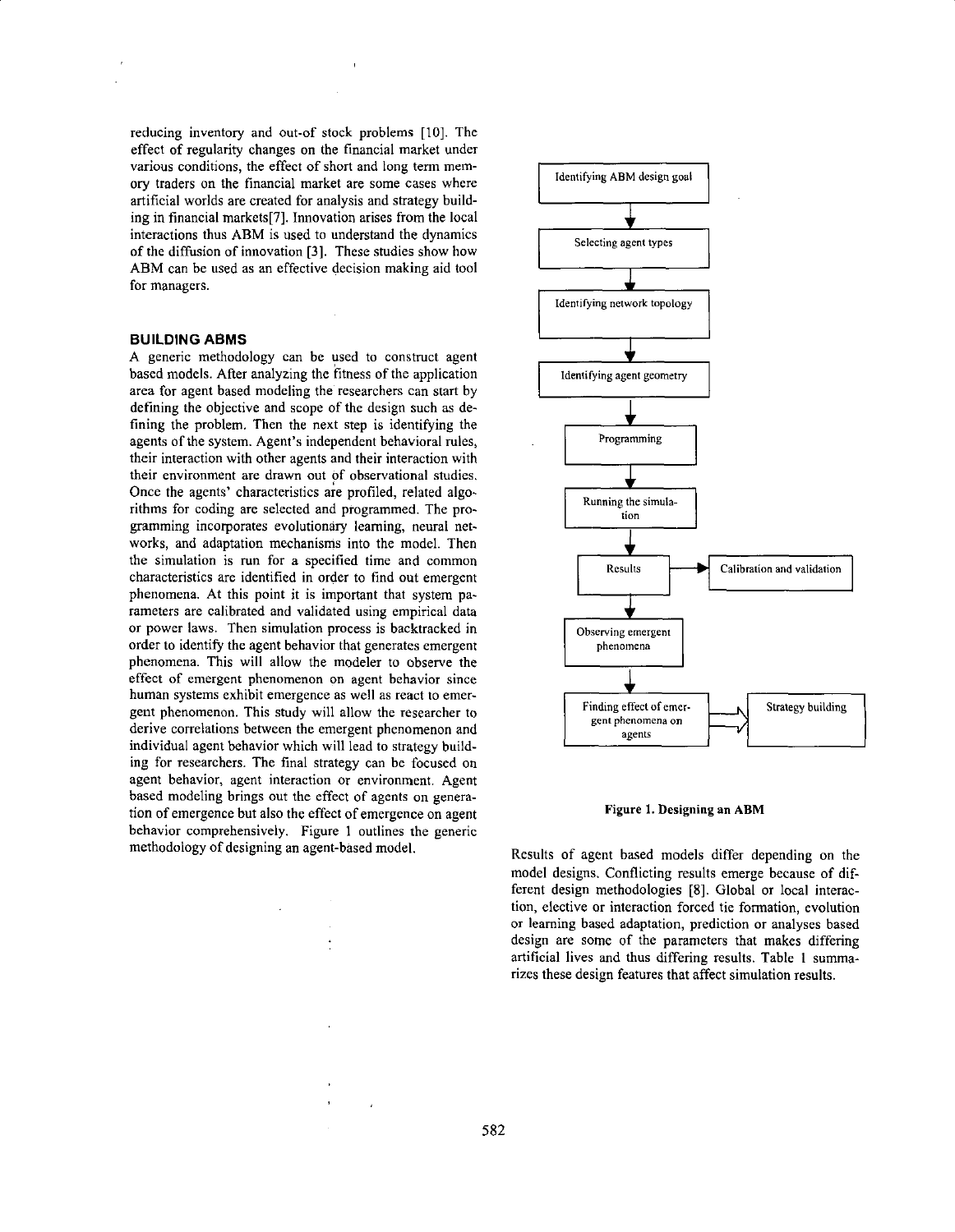reducing inventory and out-of stock problems [10]. The effect of regularity changes on the financial market under various conditions, the effect of short and long term memory traders on the financial market are some cases where artificial worlds are created for analysis and strategy building in financial markets[7]. Innovation arises from the local interactions thus ABM is used to understand the dynamics of the diffusion of innovation [3]. These studies show how ABM can be used as an effective decision making aid tool for managers.

## BUILDING ABMS

A generic methodology can be used to construct agent based models. After analyzing the fitness of the application area for agent based modeling the researchers can start by defining the objective and scope of the design such as defining the problem. Then the next step is identifying the agents of the system. Agent's independent behavioral rules, their interaction with other agents and their interaction with their environment are drawn out of observational studies. Once the agents' characteristics are profiled, related algorithms for coding are selected and programmed. The programming incorporates evolutionary learning, neural networks, and adaptation mechanisms into the model. Then the simulation is run for a specified time and common characteristics are identified in order to find out emergent phenomena. At this point it is important that system parameters are calibrated and validated using empirical data or power laws. Then simulation process is backtracked in order to identify the agent behavior that generates emergent phenomena. This will allow the modeler to observe the effect of emergent phenomenon on agent behavior since human systems exhibit emergence as well as react to emergent phenomenon. This study will allow the researcher to derive correlations between the emergent phenomenon and individual agent behavior which will lead to strategy building for researchers. The final strategy can be focused on agent behavior, agent interaction or environment. Agent based modeling brings out the effect of agents on generation of emergence but also the effect of emergence on agent behavior comprehensively. Figure 1 outlines the generic methodology of designing an agent-based model.

Identifying ABM design goal → Selecting agent types → Identifying network topology → Identifying agent geometry → Programming → Running the simulation → Results (→ Calibration and validation) → Observing emergent phenomena → Finding effect of emergent phenomena on agents (→ Strategy building)

**Figure 1. Designing an ABM**

Results of agent based models differ depending on the model designs. Conflicting results emerge because of different design methodologies [8]. Global or local interaction, elective or interaction forced tie formation, evolution or learning based adaptation, prediction or analyses based design are some of the parameters that makes differing artificial lives and thus differing results. Table 1 summarizes these design features that affect simulation results.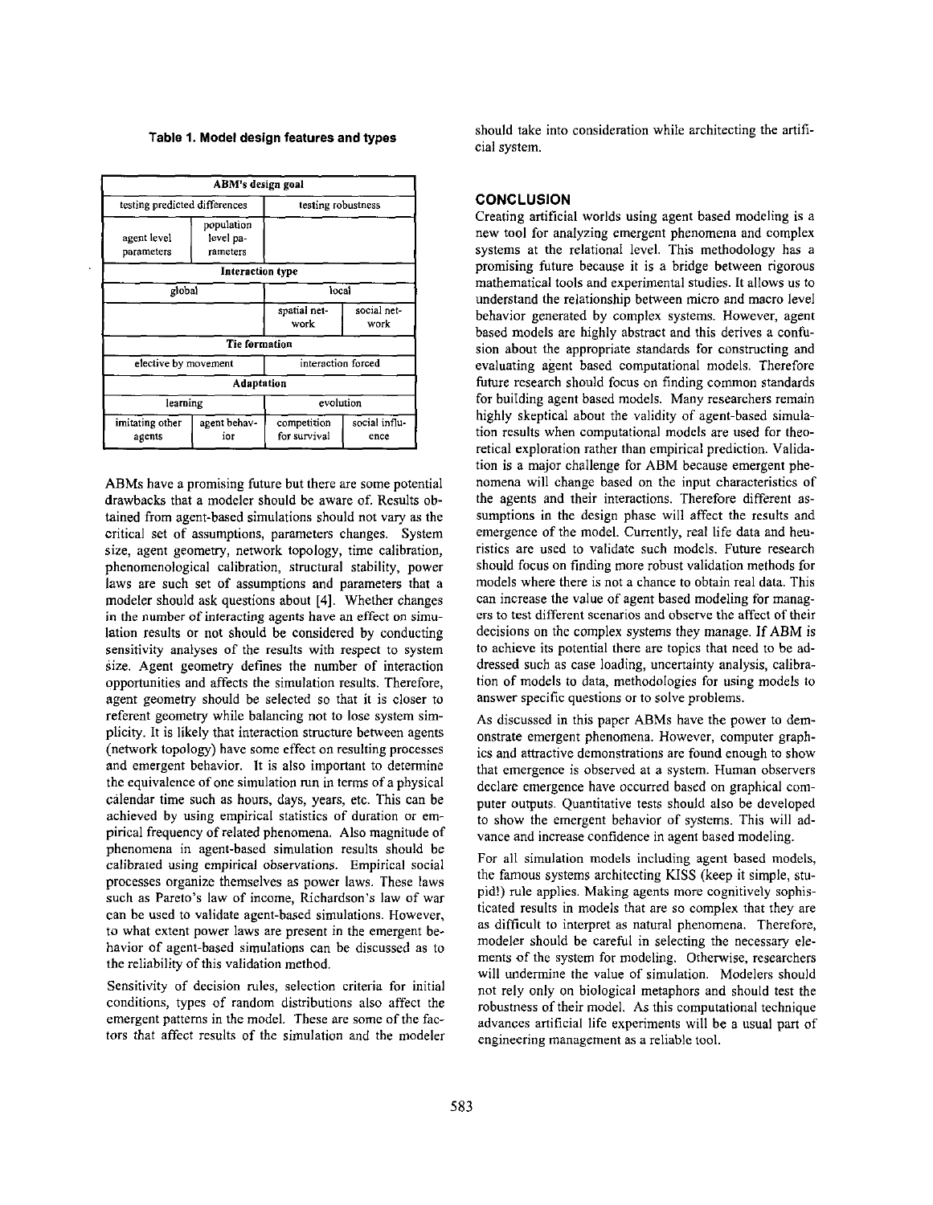**Table 1. Model design features and types**

| | | | |
|---|---|---|---|
| **ABM's design goal** | | | |
| testing predicted differences | | testing robustness | |
| agent level parameters | population level parameters | | |
| **Interaction type** | | | |
| global | | local | |
| | | spatial network | social network |
| **Tie formation** | | | |
| elective by movement | | interaction forced | |
| **Adaptation** | | | |
| learning | | evolution | |
| imitating other agents | agent behavior | competition for survival | social influence |

ABMs have a promising future but there are some potential drawbacks that a modeler should be aware of. Results obtained from agent-based simulations should not vary as the critical set of assumptions, parameters changes. System size, agent geometry, network topology, time calibration, phenomenological calibration, structural stability, power laws are such set of assumptions and parameters that a modeler should ask questions about [4]. Whether changes in the number of interacting agents have an effect on simulation results or not should be considered by conducting sensitivity analyses of the results with respect to system size. Agent geometry defines the number of interaction opportunities and affects the simulation results. Therefore, agent geometry should be selected so that it is closer to referent geometry while balancing not to lose system simplicity. It is likely that interaction structure between agents (network topology) have some effect on resulting processes and emergent behavior. It is also important to determine the equivalence of one simulation run in terms of a physical calendar time such as hours, days, years, etc. This can be achieved by using empirical statistics of duration or empirical frequency of related phenomena. Also magnitude of phenomena in agent-based simulation results should be calibrated using empirical observations. Empirical social processes organize themselves as power laws. These laws such as Pareto's law of income, Richardson's law of war can be used to validate agent-based simulations. However, to what extent power laws are present in the emergent behavior of agent-based simulations can be discussed as to the reliability of this validation method.

Sensitivity of decision rules, selection criteria for initial conditions, types of random distributions also affect the emergent patterns in the model. These are some of the factors that affect results of the simulation and the modeler should take into consideration while architecting the artificial system.

## CONCLUSION

Creating artificial worlds using agent based modeling is a new tool for analyzing emergent phenomena and complex systems at the relational level. This methodology has a promising future because it is a bridge between rigorous mathematical tools and experimental studies. It allows us to understand the relationship between micro and macro level behavior generated by complex systems. However, agent based models are highly abstract and this derives a confusion about the appropriate standards for constructing and evaluating agent based computational models. Therefore future research should focus on finding common standards for building agent based models. Many researchers remain highly skeptical about the validity of agent-based simulation results when computational models are used for theoretical exploration rather than empirical prediction. Validation is a major challenge for ABM because emergent phenomena will change based on the input characteristics of the agents and their interactions. Therefore different assumptions in the design phase will affect the results and emergence of the model. Currently, real life data and heuristics are used to validate such models. Future research should focus on finding more robust validation methods for models where there is not a chance to obtain real data. This can increase the value of agent based modeling for managers to test different scenarios and observe the affect of their decisions on the complex systems they manage. If ABM is to achieve its potential there are topics that need to be addressed such as case loading, uncertainty analysis, calibration of models to data, methodologies for using models to answer specific questions or to solve problems.

As discussed in this paper ABMs have the power to demonstrate emergent phenomena. However, computer graphics and attractive demonstrations are found enough to show that emergence is observed at a system. Human observers declare emergence have occurred based on graphical computer outputs. Quantitative tests should also be developed to show the emergent behavior of systems. This will advance and increase confidence in agent based modeling.

For all simulation models including agent based models, the famous systems architecting KISS (keep it simple, stupid!) rule applies. Making agents more cognitively sophisticated results in models that are so complex that they are as difficult to interpret as natural phenomena. Therefore, modeler should be careful in selecting the necessary elements of the system for modeling. Otherwise, researchers will undermine the value of simulation. Modelers should not rely only on biological metaphors and should test the robustness of their model. As this computational technique advances artificial life experiments will be a usual part of engineering management as a reliable tool.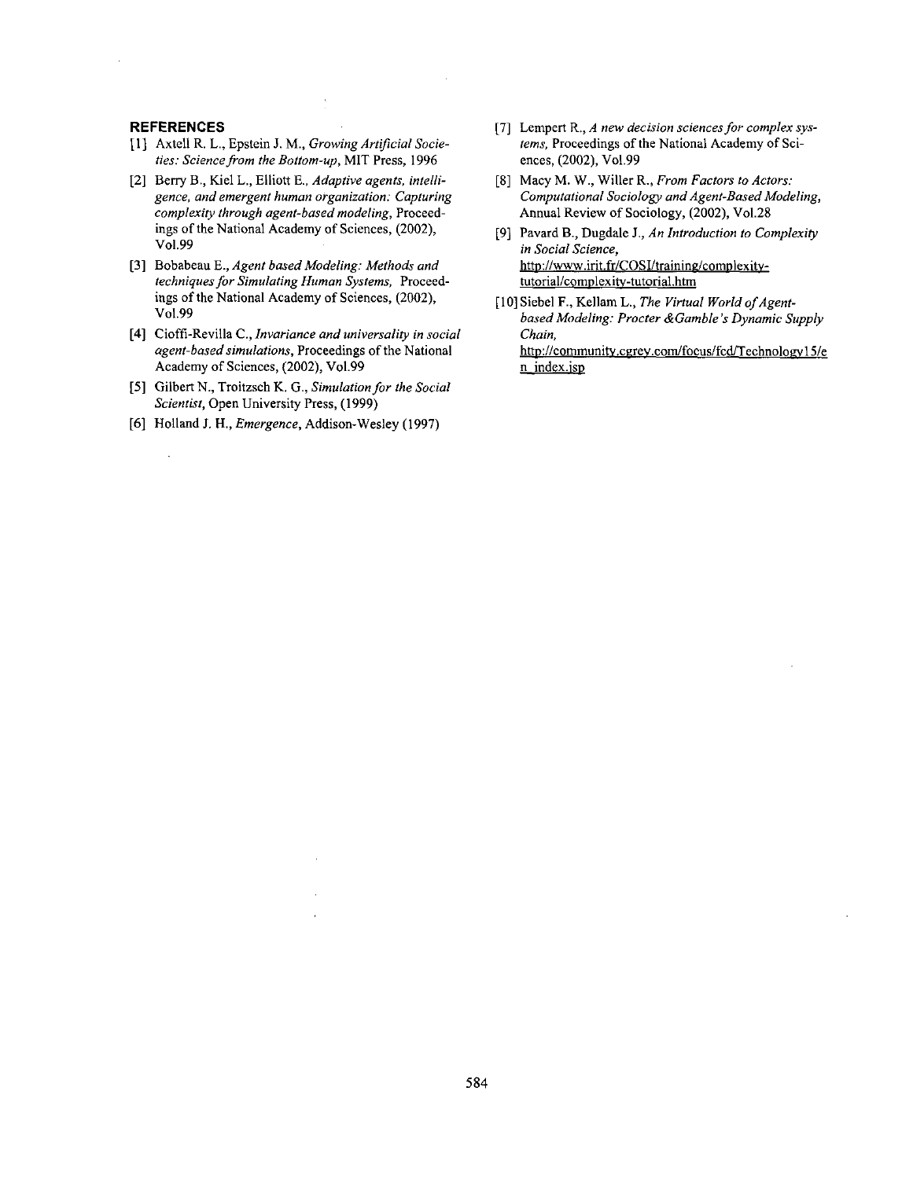## REFERENCES

[1] Axtell R. L., Epstein J. M., *Growing Artificial Societies: Science from the Bottom-up*, MIT Press, 1996

[2] Berry B., Kiel L., Elliott E., *Adaptive agents, intelligence, and emergent human organization: Capturing complexity through agent-based modeling*, Proceedings of the National Academy of Sciences, (2002), Vol.99

[3] Bobabeau E., *Agent based Modeling: Methods and techniques for Simulating Human Systems*, Proceedings of the National Academy of Sciences, (2002), Vol.99

[4] Cioffi-Revilla C., *Invariance and universality in social agent-based simulations*, Proceedings of the National Academy of Sciences, (2002), Vol.99

[5] Gilbert N., Troitzsch K. G., *Simulation for the Social Scientist*, Open University Press, (1999)

[6] Holland J. H., *Emergence*, Addison-Wesley (1997)

[7] Lempert R., *A new decision sciences for complex systems*, Proceedings of the National Academy of Sciences, (2002), Vol.99

[8] Macy M. W., Willer R., *From Factors to Actors: Computational Sociology and Agent-Based Modeling*, Annual Review of Sociology, (2002), Vol.28

[9] Pavard B., Dugdale J., *An Introduction to Complexity in Social Science*, http://www.irit.fr/COSI/training/complexity-tutorial/complexity-tutorial.htm

[10] Siebel F., Kellam L., *The Virtual World of Agent-based Modeling: Procter &Gamble's Dynamic Supply Chain*, http://community.cgrey.com/focus/fcd/Technology15/en_index.jsp